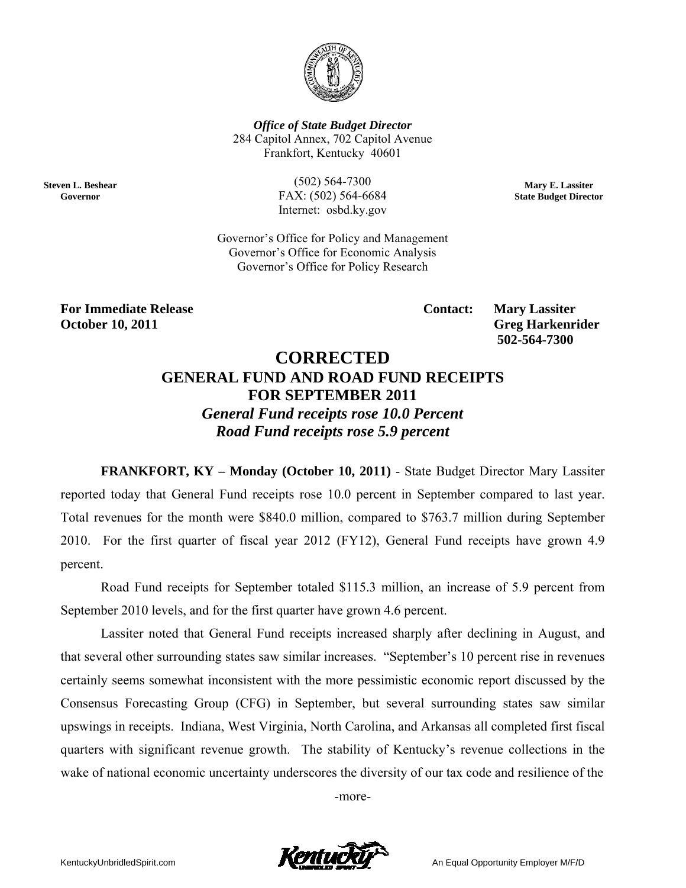**Office of State Budget Director**
284 Capitol Annex, 702 Capitol Avenue
Frankfort, Kentucky 40601

**Steven L. Beshear**
**Governor**

(502) 564-7300
FAX: (502) 564-6684
Internet: osbd.ky.gov

**Mary E. Lassiter**
**State Budget Director**

Governor's Office for Policy and Management
Governor's Office for Economic Analysis
Governor's Office for Policy Research

**For Immediate Release**
**October 10, 2011**

**Contact: Mary Lassiter**
**Greg Harkenrider**
**502-564-7300**

# CORRECTED
## GENERAL FUND AND ROAD FUND RECEIPTS FOR SEPTEMBER 2011
### *General Fund receipts rose 10.0 Percent*
### *Road Fund receipts rose 5.9 percent*

**FRANKFORT, KY – Monday (October 10, 2011)** - State Budget Director Mary Lassiter reported today that General Fund receipts rose 10.0 percent in September compared to last year. Total revenues for the month were $840.0 million, compared to $763.7 million during September 2010. For the first quarter of fiscal year 2012 (FY12), General Fund receipts have grown 4.9 percent.

Road Fund receipts for September totaled $115.3 million, an increase of 5.9 percent from September 2010 levels, and for the first quarter have grown 4.6 percent.

Lassiter noted that General Fund receipts increased sharply after declining in August, and that several other surrounding states saw similar increases. "September's 10 percent rise in revenues certainly seems somewhat inconsistent with the more pessimistic economic report discussed by the Consensus Forecasting Group (CFG) in September, but several surrounding states saw similar upswings in receipts. Indiana, West Virginia, North Carolina, and Arkansas all completed first fiscal quarters with significant revenue growth. The stability of Kentucky's revenue collections in the wake of national economic uncertainty underscores the diversity of our tax code and resilience of the

-more-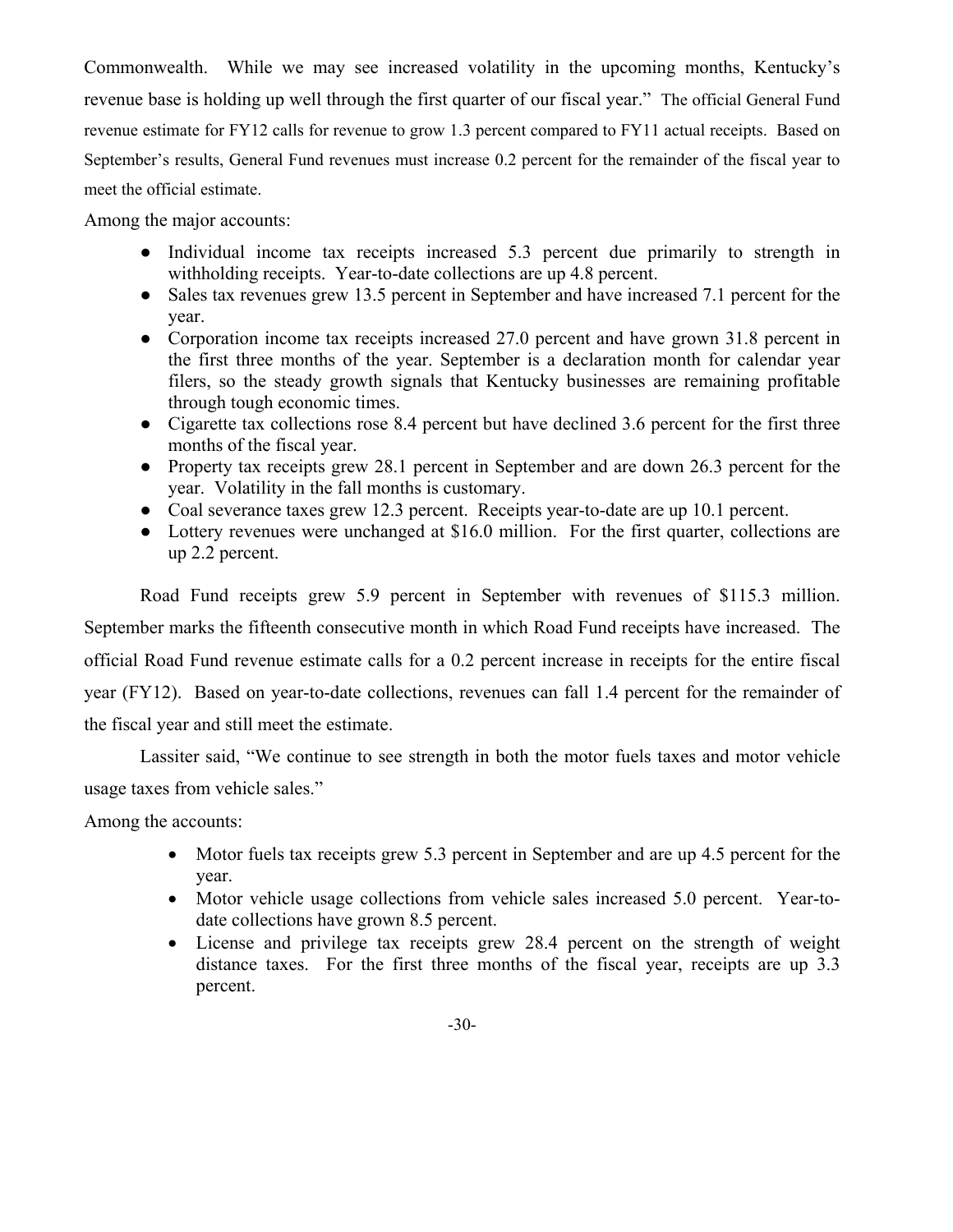Commonwealth. While we may see increased volatility in the upcoming months, Kentucky's revenue base is holding up well through the first quarter of our fiscal year." The official General Fund revenue estimate for FY12 calls for revenue to grow 1.3 percent compared to FY11 actual receipts. Based on September's results, General Fund revenues must increase 0.2 percent for the remainder of the fiscal year to meet the official estimate.

Among the major accounts:

- Individual income tax receipts increased 5.3 percent due primarily to strength in withholding receipts. Year-to-date collections are up 4.8 percent.
- Sales tax revenues grew 13.5 percent in September and have increased 7.1 percent for the year.
- Corporation income tax receipts increased 27.0 percent and have grown 31.8 percent in the first three months of the year. September is a declaration month for calendar year filers, so the steady growth signals that Kentucky businesses are remaining profitable through tough economic times.
- Cigarette tax collections rose 8.4 percent but have declined 3.6 percent for the first three months of the fiscal year.
- Property tax receipts grew 28.1 percent in September and are down 26.3 percent for the year. Volatility in the fall months is customary.
- Coal severance taxes grew 12.3 percent. Receipts year-to-date are up 10.1 percent.
- Lottery revenues were unchanged at $16.0 million. For the first quarter, collections are up 2.2 percent.

Road Fund receipts grew 5.9 percent in September with revenues of $115.3 million. September marks the fifteenth consecutive month in which Road Fund receipts have increased. The official Road Fund revenue estimate calls for a 0.2 percent increase in receipts for the entire fiscal year (FY12). Based on year-to-date collections, revenues can fall 1.4 percent for the remainder of the fiscal year and still meet the estimate.

Lassiter said, "We continue to see strength in both the motor fuels taxes and motor vehicle usage taxes from vehicle sales."

Among the accounts:

- Motor fuels tax receipts grew 5.3 percent in September and are up 4.5 percent for the year.
- Motor vehicle usage collections from vehicle sales increased 5.0 percent. Year-to-date collections have grown 8.5 percent.
- License and privilege tax receipts grew 28.4 percent on the strength of weight distance taxes. For the first three months of the fiscal year, receipts are up 3.3 percent.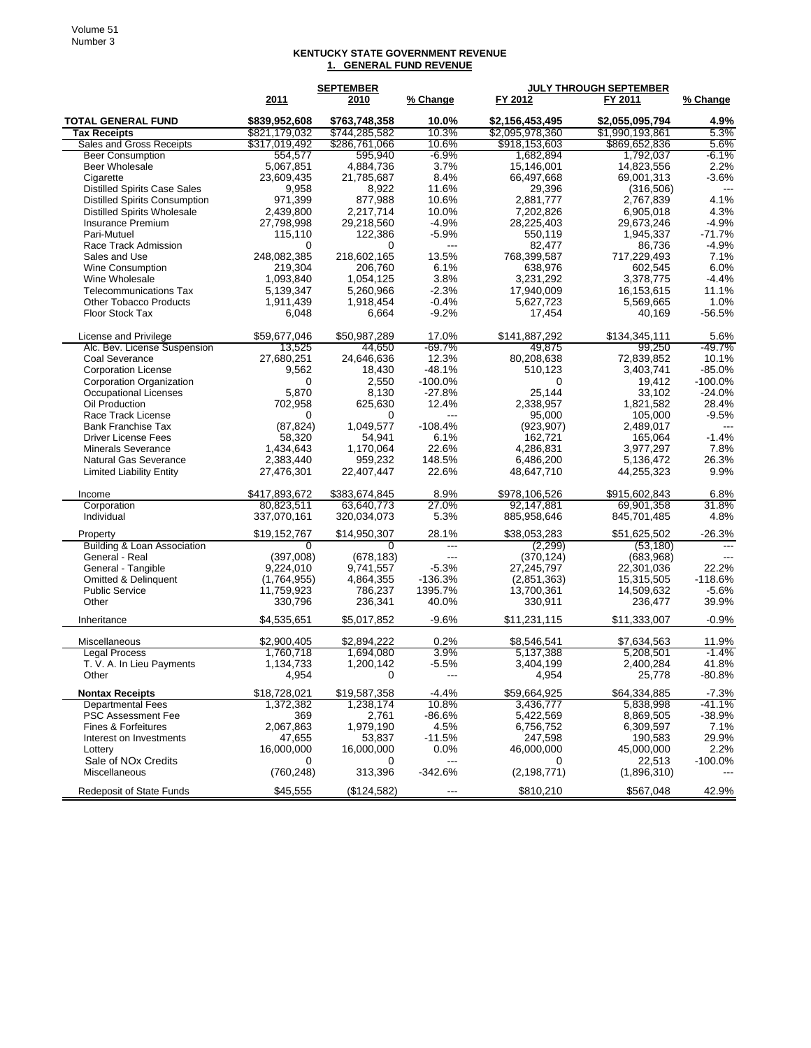## KENTUCKY STATE GOVERNMENT REVENUE

### 1. GENERAL FUND REVENUE

| | SEPTEMBER | | | JULY THROUGH SEPTEMBER | | |
|---|---|---|---|---|---|---|
| | 2011 | 2010 | % Change | FY 2012 | FY 2011 | % Change |
| **TOTAL GENERAL FUND** | **$839,952,608** | **$763,748,358** | **10.0%** | **$2,156,453,495** | **$2,055,095,794** | **4.9%** |
| **Tax Receipts** | $821,179,032 | $744,285,582 | 10.3% | $2,095,978,360 | $1,990,193,861 | 5.3% |
| Sales and Gross Receipts | $317,019,492 | $286,761,066 | 10.6% | $918,153,603 | $869,652,836 | 5.6% |
| Beer Consumption | 554,577 | 595,940 | -6.9% | 1,682,894 | 1,792,037 | -6.1% |
| Beer Wholesale | 5,067,851 | 4,884,736 | 3.7% | 15,146,001 | 14,823,556 | 2.2% |
| Cigarette | 23,609,435 | 21,785,687 | 8.4% | 66,497,668 | 69,001,313 | -3.6% |
| Distilled Spirits Case Sales | 9,958 | 8,922 | 11.6% | 29,396 | (316,506) | --- |
| Distilled Spirits Consumption | 971,399 | 877,988 | 10.6% | 2,881,777 | 2,767,839 | 4.1% |
| Distilled Spirits Wholesale | 2,439,800 | 2,217,714 | 10.0% | 7,202,826 | 6,905,018 | 4.3% |
| Insurance Premium | 27,798,998 | 29,218,560 | -4.9% | 28,225,403 | 29,673,246 | -4.9% |
| Pari-Mutuel | 115,110 | 122,386 | -5.9% | 550,119 | 1,945,337 | -71.7% |
| Race Track Admission | 0 | 0 | --- | 82,477 | 86,736 | -4.9% |
| Sales and Use | 248,082,385 | 218,602,165 | 13.5% | 768,399,587 | 717,229,493 | 7.1% |
| Wine Consumption | 219,304 | 206,760 | 6.1% | 638,976 | 602,545 | 6.0% |
| Wine Wholesale | 1,093,840 | 1,054,125 | 3.8% | 3,231,292 | 3,378,775 | -4.4% |
| Telecommunications Tax | 5,139,347 | 5,260,966 | -2.3% | 17,940,009 | 16,153,615 | 11.1% |
| Other Tobacco Products | 1,911,439 | 1,918,454 | -0.4% | 5,627,723 | 5,569,665 | 1.0% |
| Floor Stock Tax | 6,048 | 6,664 | -9.2% | 17,454 | 40,169 | -56.5% |
| License and Privilege | $59,677,046 | $50,987,289 | 17.0% | $141,887,292 | $134,345,111 | 5.6% |
| Alc. Bev. License Suspension | 13,525 | 44,650 | -69.7% | 49,875 | 99,250 | -49.7% |
| Coal Severance | 27,680,251 | 24,646,636 | 12.3% | 80,208,638 | 72,839,852 | 10.1% |
| Corporation License | 9,562 | 18,430 | -48.1% | 510,123 | 3,403,741 | -85.0% |
| Corporation Organization | 0 | 2,550 | -100.0% | 0 | 19,412 | -100.0% |
| Occupational Licenses | 5,870 | 8,130 | -27.8% | 25,144 | 33,102 | -24.0% |
| Oil Production | 702,958 | 625,630 | 12.4% | 2,338,957 | 1,821,582 | 28.4% |
| Race Track License | 0 | 0 | --- | 95,000 | 105,000 | -9.5% |
| Bank Franchise Tax | (87,824) | 1,049,577 | -108.4% | (923,907) | 2,489,017 | --- |
| Driver License Fees | 58,320 | 54,941 | 6.1% | 162,721 | 165,064 | -1.4% |
| Minerals Severance | 1,434,643 | 1,170,064 | 22.6% | 4,286,831 | 3,977,297 | 7.8% |
| Natural Gas Severance | 2,383,440 | 959,232 | 148.5% | 6,486,200 | 5,136,472 | 26.3% |
| Limited Liability Entity | 27,476,301 | 22,407,447 | 22.6% | 48,647,710 | 44,255,323 | 9.9% |
| Income | $417,893,672 | $383,674,845 | 8.9% | $978,106,526 | $915,602,843 | 6.8% |
| Corporation | 80,823,511 | 63,640,773 | 27.0% | 92,147,881 | 69,901,358 | 31.8% |
| Individual | 337,070,161 | 320,034,073 | 5.3% | 885,958,646 | 845,701,485 | 4.8% |
| Property | $19,152,767 | $14,950,307 | 28.1% | $38,053,283 | $51,625,502 | -26.3% |
| Building & Loan Association | 0 | 0 | --- | (2,299) | (53,180) | --- |
| General - Real | (397,008) | (678,183) | --- | (370,124) | (683,968) | --- |
| General - Tangible | 9,224,010 | 9,741,557 | -5.3% | 27,245,797 | 22,301,036 | 22.2% |
| Omitted & Delinquent | (1,764,955) | 4,864,355 | -136.3% | (2,851,363) | 15,315,505 | -118.6% |
| Public Service | 11,759,923 | 786,237 | 1395.7% | 13,700,361 | 14,509,632 | -5.6% |
| Other | 330,796 | 236,341 | 40.0% | 330,911 | 236,477 | 39.9% |
| Inheritance | $4,535,651 | $5,017,852 | -9.6% | $11,231,115 | $11,333,007 | -0.9% |
| Miscellaneous | $2,900,405 | $2,894,222 | 0.2% | $8,546,541 | $7,634,563 | 11.9% |
| Legal Process | 1,760,718 | 1,694,080 | 3.9% | 5,137,388 | 5,208,501 | -1.4% |
| T. V. A. In Lieu Payments | 1,134,733 | 1,200,142 | -5.5% | 3,404,199 | 2,400,284 | 41.8% |
| Other | 4,954 | 0 | --- | 4,954 | 25,778 | -80.8% |
| **Nontax Receipts** | $18,728,021 | $19,587,358 | -4.4% | $59,664,925 | $64,334,885 | -7.3% |
| Departmental Fees | 1,372,382 | 1,238,174 | 10.8% | 3,436,777 | 5,838,998 | -41.1% |
| PSC Assessment Fee | 369 | 2,761 | -86.6% | 5,422,569 | 8,869,505 | -38.9% |
| Fines & Forfeitures | 2,067,863 | 1,979,190 | 4.5% | 6,756,752 | 6,309,597 | 7.1% |
| Interest on Investments | 47,655 | 53,837 | -11.5% | 247,598 | 190,583 | 29.9% |
| Lottery | 16,000,000 | 16,000,000 | 0.0% | 46,000,000 | 45,000,000 | 2.2% |
| Sale of NOx Credits | 0 | 0 | --- | 0 | 22,513 | -100.0% |
| Miscellaneous | (760,248) | 313,396 | -342.6% | (2,198,771) | (1,896,310) | --- |
| Redeposit of State Funds | $45,555 | ($124,582) | --- | $810,210 | $567,048 | 42.9% |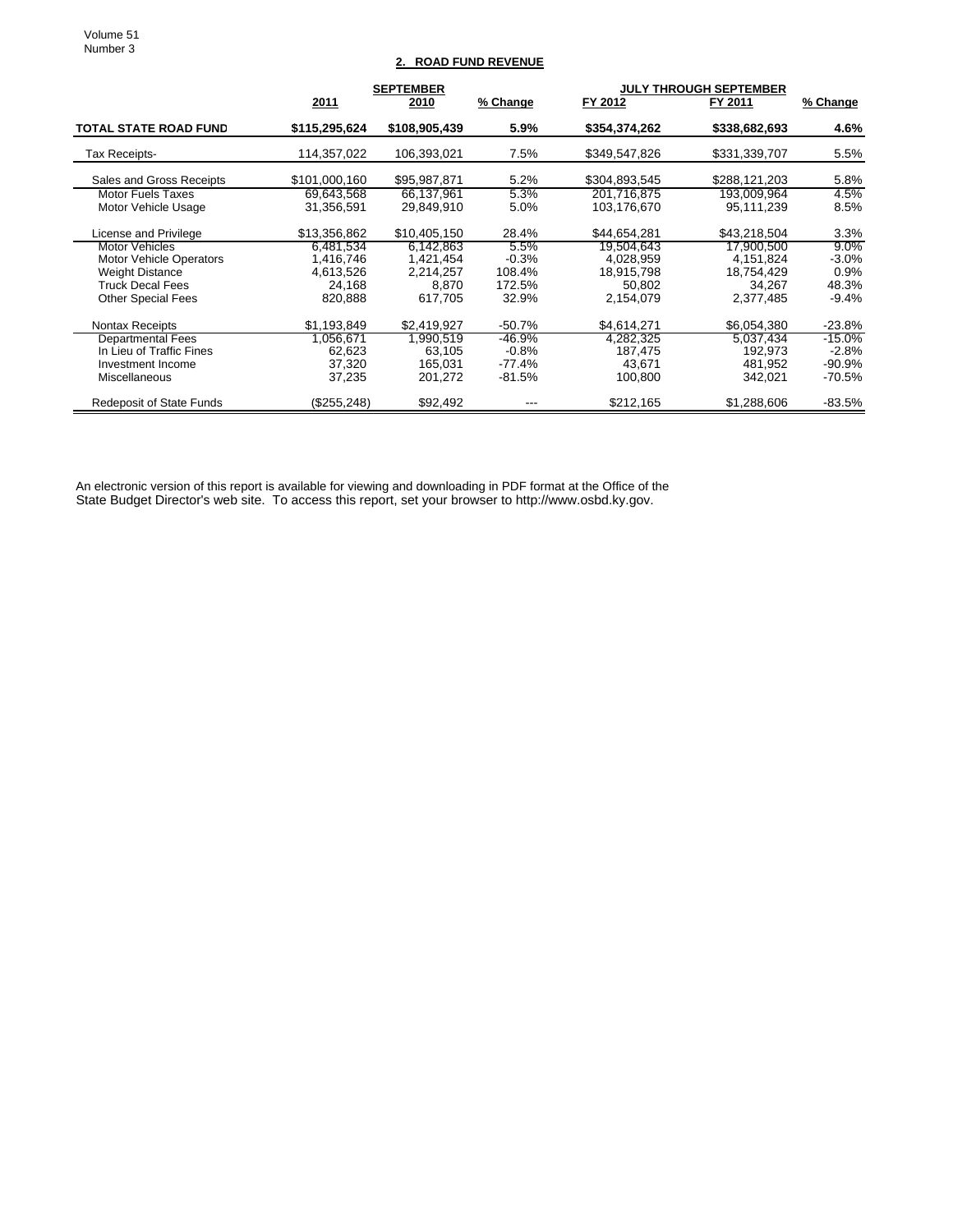## 2. ROAD FUND REVENUE

| | SEPTEMBER | | | JULY THROUGH SEPTEMBER | | |
|---|---|---|---|---|---|---|
| | 2011 | 2010 | % Change | FY 2012 | FY 2011 | % Change |
| **TOTAL STATE ROAD FUND** | **$115,295,624** | **$108,905,439** | **5.9%** | **$354,374,262** | **$338,682,693** | **4.6%** |
| Tax Receipts- | 114,357,022 | 106,393,021 | 7.5% | $349,547,826 | $331,339,707 | 5.5% |
| Sales and Gross Receipts | $101,000,160 | $95,987,871 | 5.2% | $304,893,545 | $288,121,203 | 5.8% |
| Motor Fuels Taxes | 69,643,568 | 66,137,961 | 5.3% | 201,716,875 | 193,009,964 | 4.5% |
| Motor Vehicle Usage | 31,356,591 | 29,849,910 | 5.0% | 103,176,670 | 95,111,239 | 8.5% |
| License and Privilege | $13,356,862 | $10,405,150 | 28.4% | $44,654,281 | $43,218,504 | 3.3% |
| Motor Vehicles | 6,481,534 | 6,142,863 | 5.5% | 19,504,643 | 17,900,500 | 9.0% |
| Motor Vehicle Operators | 1,416,746 | 1,421,454 | -0.3% | 4,028,959 | 4,151,824 | -3.0% |
| Weight Distance | 4,613,526 | 2,214,257 | 108.4% | 18,915,798 | 18,754,429 | 0.9% |
| Truck Decal Fees | 24,168 | 8,870 | 172.5% | 50,802 | 34,267 | 48.3% |
| Other Special Fees | 820,888 | 617,705 | 32.9% | 2,154,079 | 2,377,485 | -9.4% |
| Nontax Receipts | $1,193,849 | $2,419,927 | -50.7% | $4,614,271 | $6,054,380 | -23.8% |
| Departmental Fees | 1,056,671 | 1,990,519 | -46.9% | 4,282,325 | 5,037,434 | -15.0% |
| In Lieu of Traffic Fines | 62,623 | 63,105 | -0.8% | 187,475 | 192,973 | -2.8% |
| Investment Income | 37,320 | 165,031 | -77.4% | 43,671 | 481,952 | -90.9% |
| Miscellaneous | 37,235 | 201,272 | -81.5% | 100,800 | 342,021 | -70.5% |
| Redeposit of State Funds | ($255,248) | $92,492 | --- | $212,165 | $1,288,606 | -83.5% |

An electronic version of this report is available for viewing and downloading in PDF format at the Office of the State Budget Director's web site. To access this report, set your browser to http://www.osbd.ky.gov.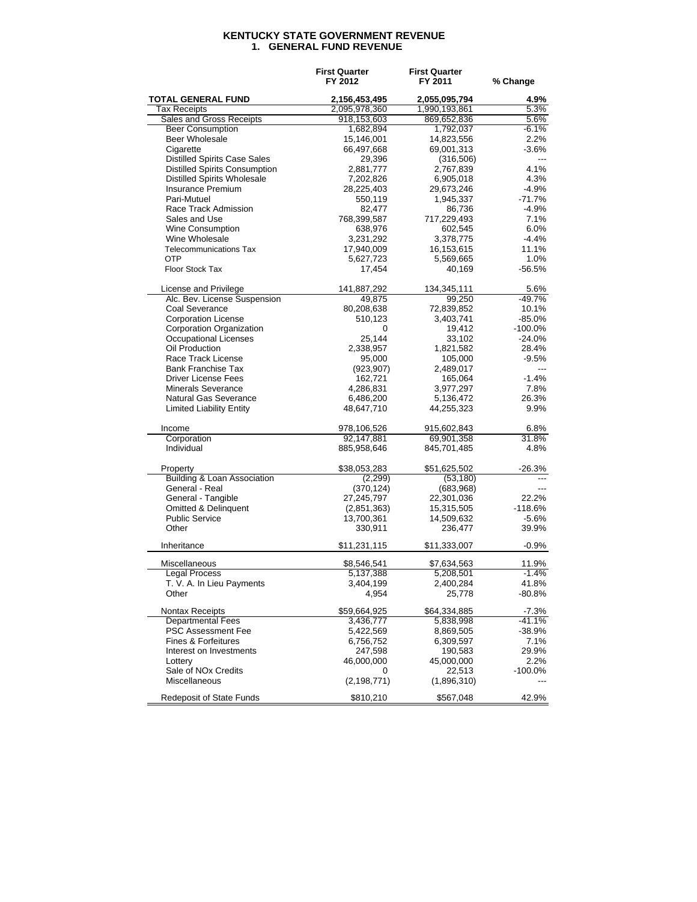# KENTUCKY STATE GOVERNMENT REVENUE
## 1. GENERAL FUND REVENUE

| | First Quarter FY 2012 | First Quarter FY 2011 | % Change |
|---|---|---|---|
| **TOTAL GENERAL FUND** | **2,156,453,495** | **2,055,095,794** | **4.9%** |
| Tax Receipts | 2,095,978,360 | 1,990,193,861 | 5.3% |
| Sales and Gross Receipts | 918,153,603 | 869,652,836 | 5.6% |
| Beer Consumption | 1,682,894 | 1,792,037 | -6.1% |
| Beer Wholesale | 15,146,001 | 14,823,556 | 2.2% |
| Cigarette | 66,497,668 | 69,001,313 | -3.6% |
| Distilled Spirits Case Sales | 29,396 | (316,506) | --- |
| Distilled Spirits Consumption | 2,881,777 | 2,767,839 | 4.1% |
| Distilled Spirits Wholesale | 7,202,826 | 6,905,018 | 4.3% |
| Insurance Premium | 28,225,403 | 29,673,246 | -4.9% |
| Pari-Mutuel | 550,119 | 1,945,337 | -71.7% |
| Race Track Admission | 82,477 | 86,736 | -4.9% |
| Sales and Use | 768,399,587 | 717,229,493 | 7.1% |
| Wine Consumption | 638,976 | 602,545 | 6.0% |
| Wine Wholesale | 3,231,292 | 3,378,775 | -4.4% |
| Telecommunications Tax | 17,940,009 | 16,153,615 | 11.1% |
| OTP | 5,627,723 | 5,569,665 | 1.0% |
| Floor Stock Tax | 17,454 | 40,169 | -56.5% |
| | | | |
| License and Privilege | 141,887,292 | 134,345,111 | 5.6% |
| Alc. Bev. License Suspension | 49,875 | 99,250 | -49.7% |
| Coal Severance | 80,208,638 | 72,839,852 | 10.1% |
| Corporation License | 510,123 | 3,403,741 | -85.0% |
| Corporation Organization | 0 | 19,412 | -100.0% |
| Occupational Licenses | 25,144 | 33,102 | -24.0% |
| Oil Production | 2,338,957 | 1,821,582 | 28.4% |
| Race Track License | 95,000 | 105,000 | -9.5% |
| Bank Franchise Tax | (923,907) | 2,489,017 | --- |
| Driver License Fees | 162,721 | 165,064 | -1.4% |
| Minerals Severance | 4,286,831 | 3,977,297 | 7.8% |
| Natural Gas Severance | 6,486,200 | 5,136,472 | 26.3% |
| Limited Liability Entity | 48,647,710 | 44,255,323 | 9.9% |
| | | | |
| Income | 978,106,526 | 915,602,843 | 6.8% |
| Corporation | 92,147,881 | 69,901,358 | 31.8% |
| Individual | 885,958,646 | 845,701,485 | 4.8% |
| | | | |
| Property | $38,053,283 | $51,625,502 | -26.3% |
| Building & Loan Association | (2,299) | (53,180) | --- |
| General - Real | (370,124) | (683,968) | --- |
| General - Tangible | 27,245,797 | 22,301,036 | 22.2% |
| Omitted & Delinquent | (2,851,363) | 15,315,505 | -118.6% |
| Public Service | 13,700,361 | 14,509,632 | -5.6% |
| Other | 330,911 | 236,477 | 39.9% |
| | | | |
| Inheritance | $11,231,115 | $11,333,007 | -0.9% |
| | | | |
| Miscellaneous | $8,546,541 | $7,634,563 | 11.9% |
| Legal Process | 5,137,388 | 5,208,501 | -1.4% |
| T. V. A. In Lieu Payments | 3,404,199 | 2,400,284 | 41.8% |
| Other | 4,954 | 25,778 | -80.8% |
| | | | |
| Nontax Receipts | $59,664,925 | $64,334,885 | -7.3% |
| Departmental Fees | 3,436,777 | 5,838,998 | -41.1% |
| PSC Assessment Fee | 5,422,569 | 8,869,505 | -38.9% |
| Fines & Forfeitures | 6,756,752 | 6,309,597 | 7.1% |
| Interest on Investments | 247,598 | 190,583 | 29.9% |
| Lottery | 46,000,000 | 45,000,000 | 2.2% |
| Sale of NOx Credits | 0 | 22,513 | -100.0% |
| Miscellaneous | (2,198,771) | (1,896,310) | --- |
| | | | |
| Redeposit of State Funds | $810,210 | $567,048 | 42.9% |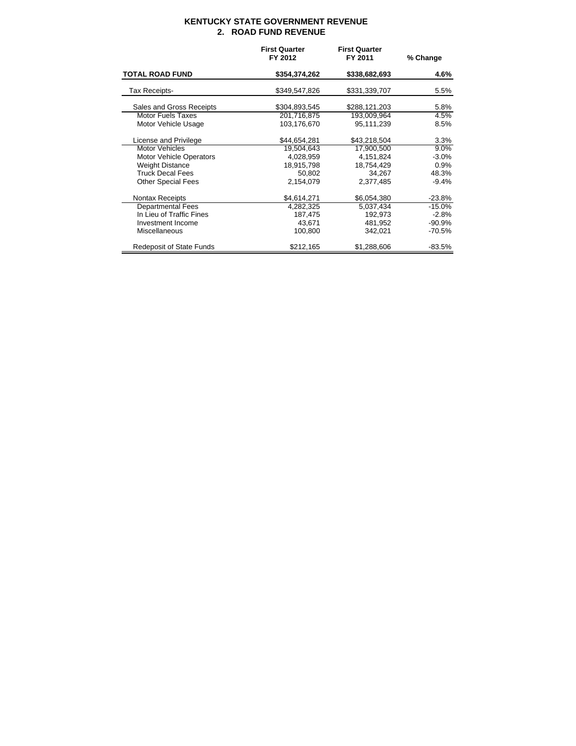# KENTUCKY STATE GOVERNMENT REVENUE
## 2. ROAD FUND REVENUE

| | First Quarter FY 2012 | First Quarter FY 2011 | % Change |
|---|---|---|---|
| **TOTAL ROAD FUND** | **$354,374,262** | **$338,682,693** | **4.6%** |
| Tax Receipts- | $349,547,826 | $331,339,707 | 5.5% |
| Sales and Gross Receipts | $304,893,545 | $288,121,203 | 5.8% |
| Motor Fuels Taxes | 201,716,875 | 193,009,964 | 4.5% |
| Motor Vehicle Usage | 103,176,670 | 95,111,239 | 8.5% |
| License and Privilege | $44,654,281 | $43,218,504 | 3.3% |
| Motor Vehicles | 19,504,643 | 17,900,500 | 9.0% |
| Motor Vehicle Operators | 4,028,959 | 4,151,824 | -3.0% |
| Weight Distance | 18,915,798 | 18,754,429 | 0.9% |
| Truck Decal Fees | 50,802 | 34,267 | 48.3% |
| Other Special Fees | 2,154,079 | 2,377,485 | -9.4% |
| Nontax Receipts | $4,614,271 | $6,054,380 | -23.8% |
| Departmental Fees | 4,282,325 | 5,037,434 | -15.0% |
| In Lieu of Traffic Fines | 187,475 | 192,973 | -2.8% |
| Investment Income | 43,671 | 481,952 | -90.9% |
| Miscellaneous | 100,800 | 342,021 | -70.5% |
| Redeposit of State Funds | $212,165 | $1,288,606 | -83.5% |